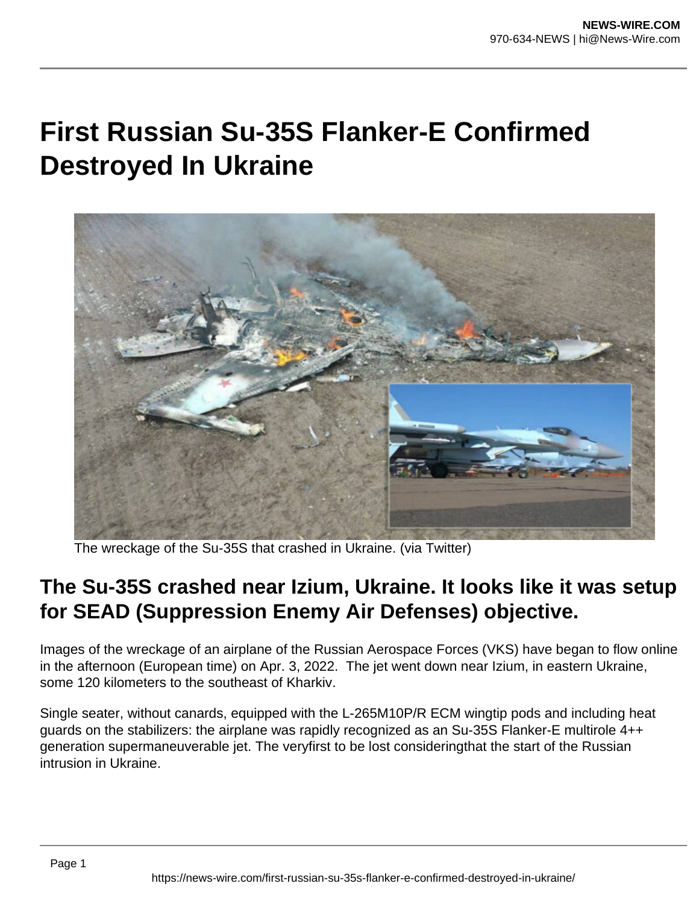# First Russian Su-35S Flanker-E Confirmed Destroyed In Ukraine

The wreckage of the Su-35S that crashed in Ukraine. (via Twitter)

## The Su-35S crashed near Izium, Ukraine. It looks like it was setup for SEAD (Suppression Enemy Air Defenses) objective.

Images of the wreckage of an airplane of the Russian Aerospace Forces (VKS) have began to flow online in the afternoon (European time) on Apr. 3, 2022. The jet went down near Izium, in eastern Ukraine, some 120 kilometers to the southeast of Kharkiv.

Single seater, without canards, equipped with the L-265M10P/R ECM wingtip pods and including heat guards on the stabilizers: the airplane was rapidly recognized as an Su-35S Flanker-E multirole 4++ generation supermaneuverable jet. The veryfirst to be lost consideringthat the start of the Russian intrusion in Ukraine.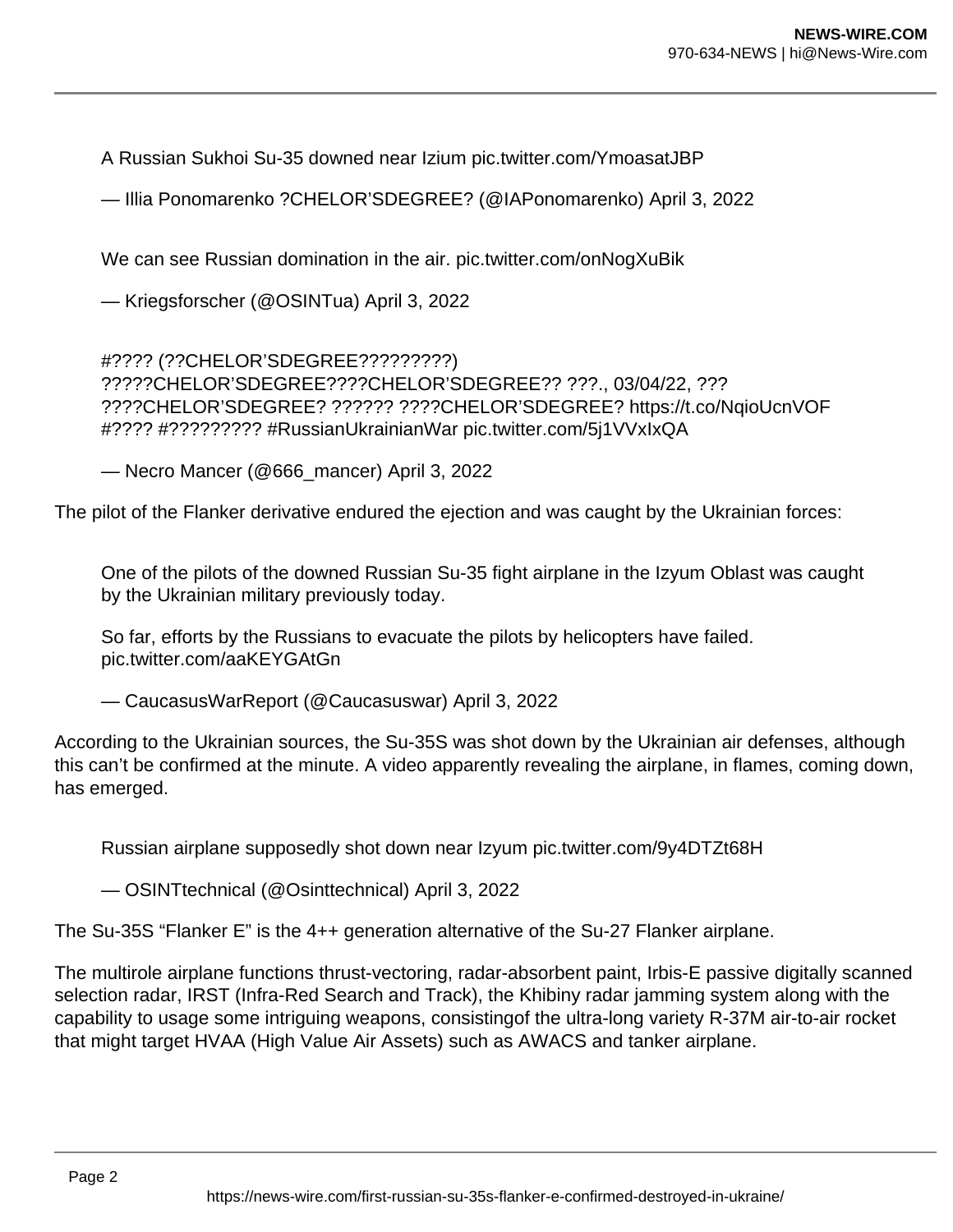> A Russian Sukhoi Su-35 downed near Izium pic.twitter.com/YmoasatJBP
>
> — Illia Ponomarenko ?CHELOR'SDEGREE? (@IAPonomarenko) April 3, 2022

> We can see Russian domination in the air. pic.twitter.com/onNogXuBik
>
> — Kriegsforscher (@OSINTua) April 3, 2022

> #???? (??CHELOR'SDEGREE?????????) ?????CHELOR'SDEGREE????CHELOR'SDEGREE?? ???., 03/04/22, ??? ????CHELOR'SDEGREE? ?????? ????CHELOR'SDEGREE? https://t.co/NqioUcnVOF #???? #????????? #RussianUkrainianWar pic.twitter.com/5j1VVxIxQA
>
> — Necro Mancer (@666_mancer) April 3, 2022

The pilot of the Flanker derivative endured the ejection and was caught by the Ukrainian forces:

> One of the pilots of the downed Russian Su-35 fight airplane in the Izyum Oblast was caught by the Ukrainian military previously today.
>
> So far, efforts by the Russians to evacuate the pilots by helicopters have failed. pic.twitter.com/aaKEYGAtGn
>
> — CaucasusWarReport (@Caucasuswar) April 3, 2022

According to the Ukrainian sources, the Su-35S was shot down by the Ukrainian air defenses, although this can't be confirmed at the minute. A video apparently revealing the airplane, in flames, coming down, has emerged.

> Russian airplane supposedly shot down near Izyum pic.twitter.com/9y4DTZt68H
>
> — OSINTtechnical (@Osinttechnical) April 3, 2022

The Su-35S "Flanker E" is the 4++ generation alternative of the Su-27 Flanker airplane.

The multirole airplane functions thrust-vectoring, radar-absorbent paint, Irbis-E passive digitally scanned selection radar, IRST (Infra-Red Search and Track), the Khibiny radar jamming system along with the capability to usage some intriguing weapons, consistingof the ultra-long variety R-37M air-to-air rocket that might target HVAA (High Value Air Assets) such as AWACS and tanker airplane.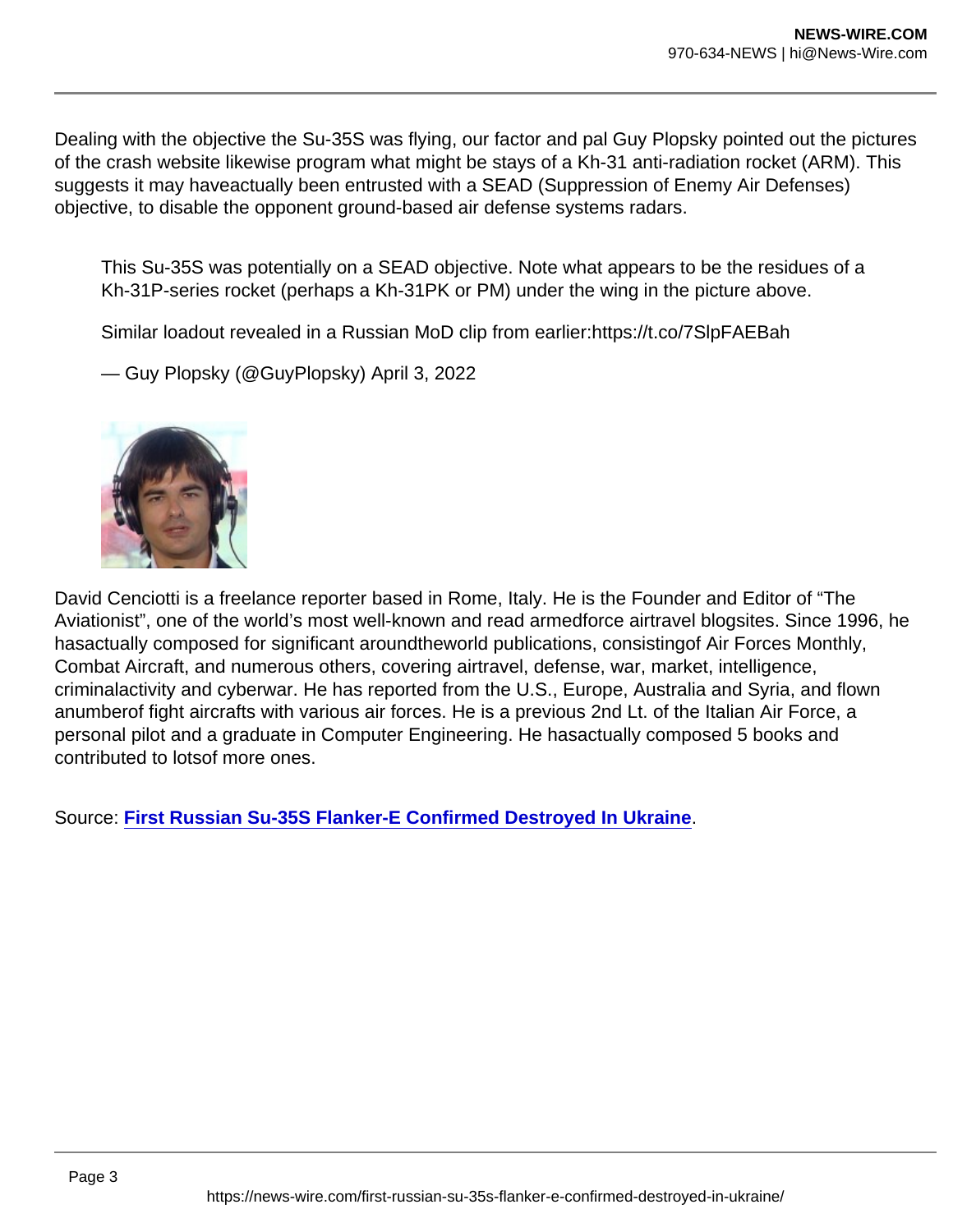Dealing with the objective the Su-35S was flying, our factor and pal Guy Plopsky pointed out the pictures of the crash website likewise program what might be stays of a Kh-31 anti-radiation rocket (ARM). This suggests it may haveactually been entrusted with a SEAD (Suppression of Enemy Air Defenses) objective, to disable the opponent ground-based air defense systems radars.

> This Su-35S was potentially on a SEAD objective. Note what appears to be the residues of a Kh-31P-series rocket (perhaps a Kh-31PK or PM) under the wing in the picture above.
>
> Similar loadout revealed in a Russian MoD clip from earlier:https://t.co/7SlpFAEBah
>
> — Guy Plopsky (@GuyPlopsky) April 3, 2022

David Cenciotti is a freelance reporter based in Rome, Italy. He is the Founder and Editor of "The Aviationist", one of the world's most well-known and read armedforce airtravel blogsites. Since 1996, he hasactually composed for significant aroundtheworld publications, consistingof Air Forces Monthly, Combat Aircraft, and numerous others, covering airtravel, defense, war, market, intelligence, criminalactivity and cyberwar. He has reported from the U.S., Europe, Australia and Syria, and flown anumberof fight aircrafts with various air forces. He is a previous 2nd Lt. of the Italian Air Force, a personal pilot and a graduate in Computer Engineering. He hasactually composed 5 books and contributed to lotsof more ones.

Source: [First Russian Su-35S Flanker-E Confirmed Destroyed In Ukraine](https://news-wire.com/first-russian-su-35s-flanker-e-confirmed-destroyed-in-ukraine/).